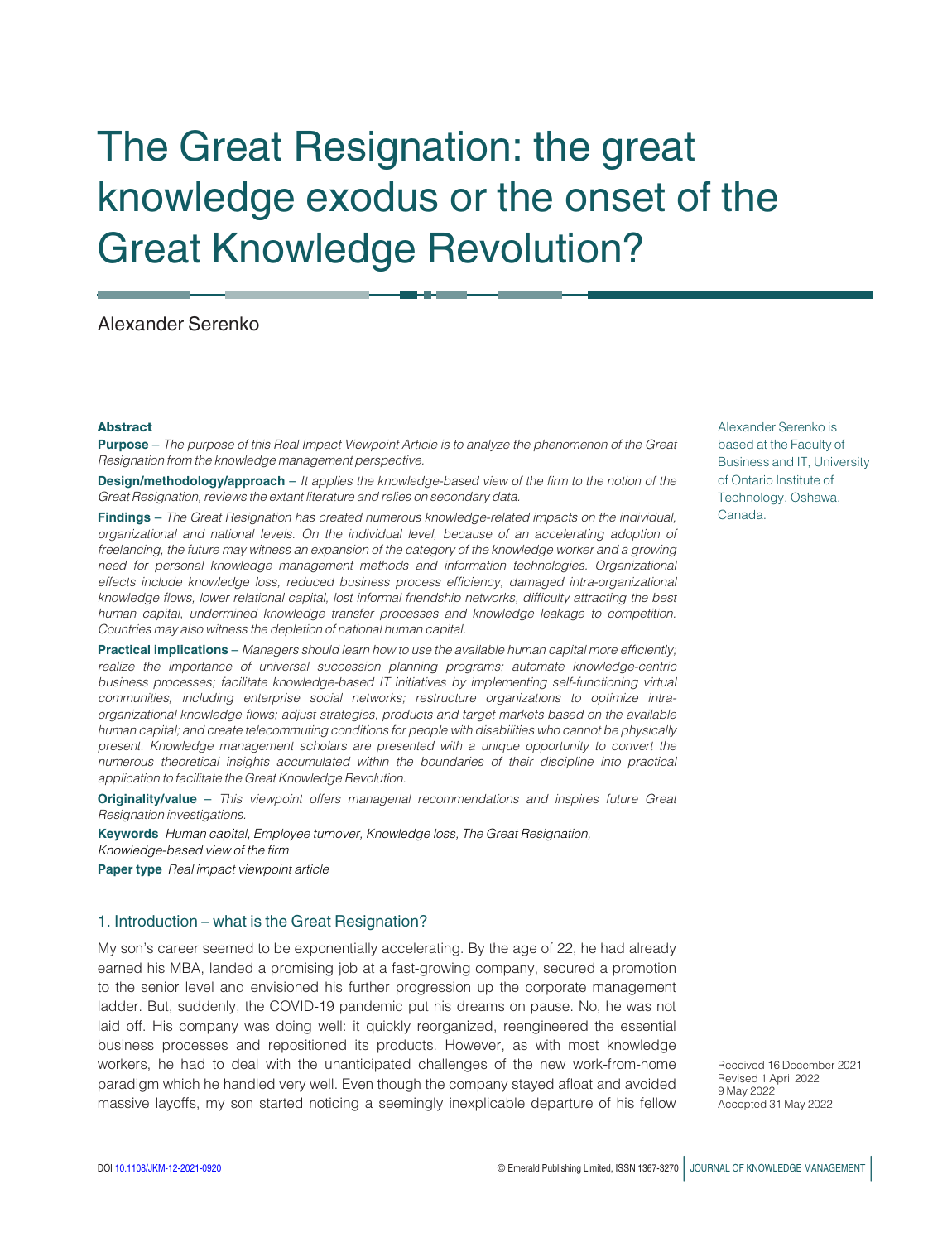# The Great Resignation: the great knowledge exodus or the onset of the Great Knowledge Revolution?

Alexander Serenko

Alexander Serenko is based at the Faculty of Business and IT, University of Ontario Institute of Technology, Oshawa, Canada.

## Abstract

**Purpose** – *The purpose of this Real Impact Viewpoint Article is to analyze the phenomenon of the Great Resignation from the knowledge management perspective.*

**Design/methodology/approach** – *It applies the knowledge-based view of the firm to the notion of the Great Resignation, reviews the extant literature and relies on secondary data.*

**Findings** – *The Great Resignation has created numerous knowledge-related impacts on the individual, organizational and national levels. On the individual level, because of an accelerating adoption of freelancing, the future may witness an expansion of the category of the knowledge worker and a growing need for personal knowledge management methods and information technologies. Organizational effects include knowledge loss, reduced business process efficiency, damaged intra-organizational knowledge flows, lower relational capital, lost informal friendship networks, difficulty attracting the best human capital, undermined knowledge transfer processes and knowledge leakage to competition. Countries may also witness the depletion of national human capital.*

**Practical implications** – *Managers should learn how to use the available human capital more efficiently; realize the importance of universal succession planning programs; automate knowledge-centric business processes; facilitate knowledge-based IT initiatives by implementing self-functioning virtual communities, including enterprise social networks; restructure organizations to optimize intra-organizational knowledge flows; adjust strategies, products and target markets based on the available human capital; and create telecommuting conditions for people with disabilities who cannot be physically present. Knowledge management scholars are presented with a unique opportunity to convert the numerous theoretical insights accumulated within the boundaries of their discipline into practical application to facilitate the Great Knowledge Revolution.*

**Originality/value** – *This viewpoint offers managerial recommendations and inspires future Great Resignation investigations.*

**Keywords** *Human capital, Employee turnover, Knowledge loss, The Great Resignation, Knowledge-based view of the firm*

**Paper type** *Real impact viewpoint article*

Received 16 December 2021
Revised 1 April 2022
9 May 2022
Accepted 31 May 2022

## 1. Introduction – what is the Great Resignation?

My son's career seemed to be exponentially accelerating. By the age of 22, he had already earned his MBA, landed a promising job at a fast-growing company, secured a promotion to the senior level and envisioned his further progression up the corporate management ladder. But, suddenly, the COVID-19 pandemic put his dreams on pause. No, he was not laid off. His company was doing well: it quickly reorganized, reengineered the essential business processes and repositioned its products. However, as with most knowledge workers, he had to deal with the unanticipated challenges of the new work-from-home paradigm which he handled very well. Even though the company stayed afloat and avoided massive layoffs, my son started noticing a seemingly inexplicable departure of his fellow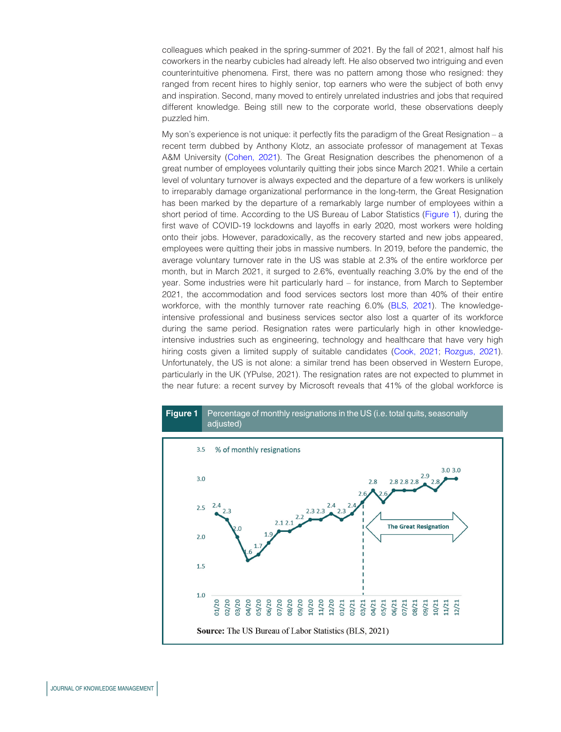colleagues which peaked in the spring-summer of 2021. By the fall of 2021, almost half his coworkers in the nearby cubicles had already left. He also observed two intriguing and even counterintuitive phenomena. First, there was no pattern among those who resigned: they ranged from recent hires to highly senior, top earners who were the subject of both envy and inspiration. Second, many moved to entirely unrelated industries and jobs that required different knowledge. Being still new to the corporate world, these observations deeply puzzled him.

My son's experience is not unique: it perfectly fits the paradigm of the Great Resignation – a recent term dubbed by Anthony Klotz, an associate professor of management at Texas A&M University (Cohen, 2021). The Great Resignation describes the phenomenon of a great number of employees voluntarily quitting their jobs since March 2021. While a certain level of voluntary turnover is always expected and the departure of a few workers is unlikely to irreparably damage organizational performance in the long-term, the Great Resignation has been marked by the departure of a remarkably large number of employees within a short period of time. According to the US Bureau of Labor Statistics (Figure 1), during the first wave of COVID-19 lockdowns and layoffs in early 2020, most workers were holding onto their jobs. However, paradoxically, as the recovery started and new jobs appeared, employees were quitting their jobs in massive numbers. In 2019, before the pandemic, the average voluntary turnover rate in the US was stable at 2.3% of the entire workforce per month, but in March 2021, it surged to 2.6%, eventually reaching 3.0% by the end of the year. Some industries were hit particularly hard – for instance, from March to September 2021, the accommodation and food services sectors lost more than 40% of their entire workforce, with the monthly turnover rate reaching 6.0% (BLS, 2021). The knowledge-intensive professional and business services sector also lost a quarter of its workforce during the same period. Resignation rates were particularly high in other knowledge-intensive industries such as engineering, technology and healthcare that have very high hiring costs given a limited supply of suitable candidates (Cook, 2021; Rozgus, 2021). Unfortunately, the US is not alone: a similar trend has been observed in Western Europe, particularly in the UK (YPulse, 2021). The resignation rates are not expected to plummet in the near future: a recent survey by Microsoft reveals that 41% of the global workforce is

**Figure 1** Percentage of monthly resignations in the US (i.e. total quits, seasonally adjusted)

| Month | % of monthly resignations |
|---|---|
| 01/20 | 2.4 |
| 02/20 | 2.3 |
| 03/20 | 2.0 |
| 04/20 | 1.6 |
| 05/20 | 1.7 |
| 06/20 | 1.9 |
| 07/20 | 2.1 |
| 08/20 | 2.1 |
| 09/20 | 2.2 |
| 10/20 | 2.3 |
| 11/20 | 2.3 |
| 12/20 | 2.4 |
| 01/21 | 2.3 |
| 02/21 | 2.4 |
| 03/21 | 2.6 |
| 04/21 | 2.8 |
| 05/21 | 2.6 |
| 06/21 | 2.8 |
| 07/21 | 2.8 |
| 08/21 | 2.8 |
| 09/21 | 2.9 |
| 10/21 | 2.8 |
| 11/21 | 3.0 |
| 12/21 | 3.0 |

The Great Resignation (from 03/21 onward)

**Source:** The US Bureau of Labor Statistics (BLS, 2021)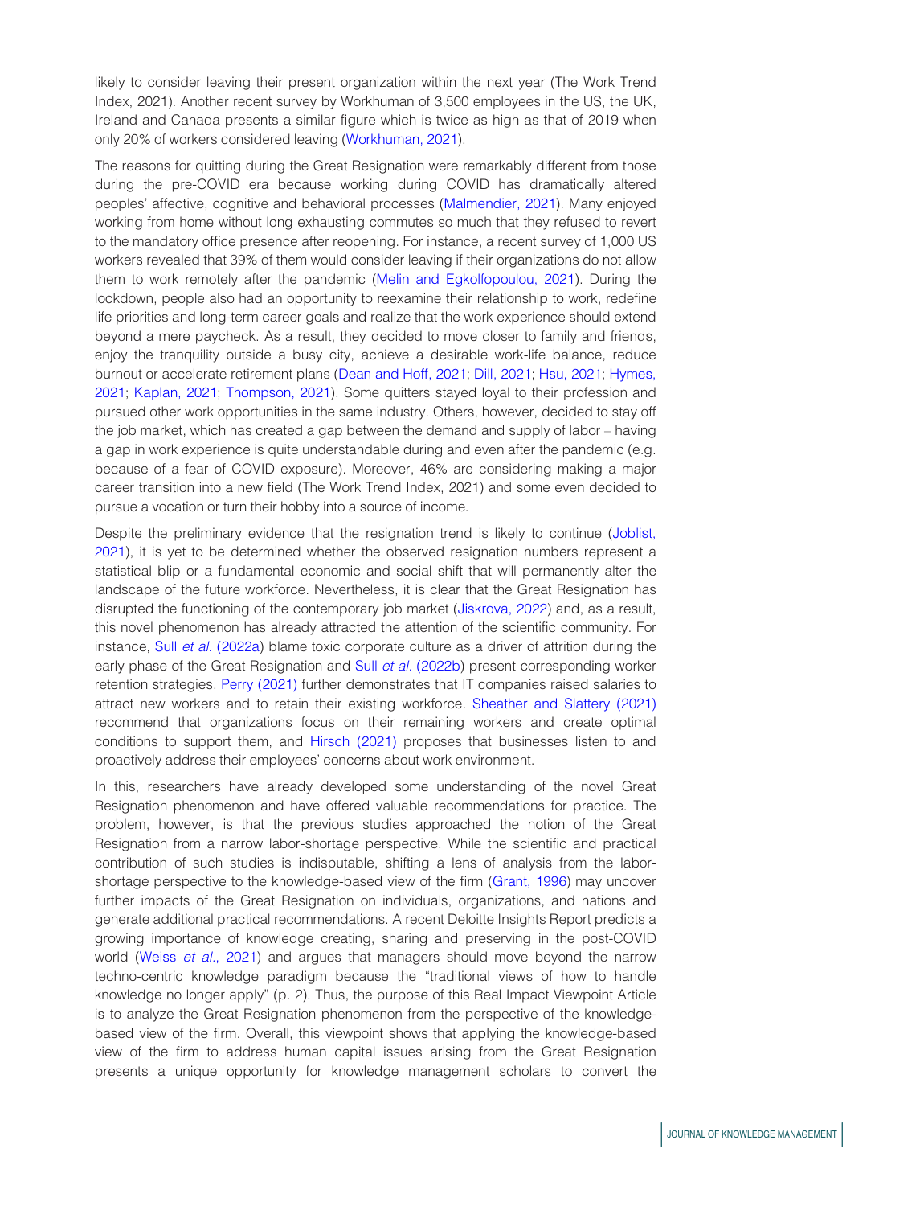likely to consider leaving their present organization within the next year (The Work Trend Index, 2021). Another recent survey by Workhuman of 3,500 employees in the US, the UK, Ireland and Canada presents a similar figure which is twice as high as that of 2019 when only 20% of workers considered leaving (Workhuman, 2021).

The reasons for quitting during the Great Resignation were remarkably different from those during the pre-COVID era because working during COVID has dramatically altered peoples' affective, cognitive and behavioral processes (Malmendier, 2021). Many enjoyed working from home without long exhausting commutes so much that they refused to revert to the mandatory office presence after reopening. For instance, a recent survey of 1,000 US workers revealed that 39% of them would consider leaving if their organizations do not allow them to work remotely after the pandemic (Melin and Egkolfopoulou, 2021). During the lockdown, people also had an opportunity to reexamine their relationship to work, redefine life priorities and long-term career goals and realize that the work experience should extend beyond a mere paycheck. As a result, they decided to move closer to family and friends, enjoy the tranquility outside a busy city, achieve a desirable work-life balance, reduce burnout or accelerate retirement plans (Dean and Hoff, 2021; Dill, 2021; Hsu, 2021; Hymes, 2021; Kaplan, 2021; Thompson, 2021). Some quitters stayed loyal to their profession and pursued other work opportunities in the same industry. Others, however, decided to stay off the job market, which has created a gap between the demand and supply of labor – having a gap in work experience is quite understandable during and even after the pandemic (e.g. because of a fear of COVID exposure). Moreover, 46% are considering making a major career transition into a new field (The Work Trend Index, 2021) and some even decided to pursue a vocation or turn their hobby into a source of income.

Despite the preliminary evidence that the resignation trend is likely to continue (Joblist, 2021), it is yet to be determined whether the observed resignation numbers represent a statistical blip or a fundamental economic and social shift that will permanently alter the landscape of the future workforce. Nevertheless, it is clear that the Great Resignation has disrupted the functioning of the contemporary job market (Jiskrova, 2022) and, as a result, this novel phenomenon has already attracted the attention of the scientific community. For instance, Sull *et al.* (2022a) blame toxic corporate culture as a driver of attrition during the early phase of the Great Resignation and Sull *et al.* (2022b) present corresponding worker retention strategies. Perry (2021) further demonstrates that IT companies raised salaries to attract new workers and to retain their existing workforce. Sheather and Slattery (2021) recommend that organizations focus on their remaining workers and create optimal conditions to support them, and Hirsch (2021) proposes that businesses listen to and proactively address their employees' concerns about work environment.

In this, researchers have already developed some understanding of the novel Great Resignation phenomenon and have offered valuable recommendations for practice. The problem, however, is that the previous studies approached the notion of the Great Resignation from a narrow labor-shortage perspective. While the scientific and practical contribution of such studies is indisputable, shifting a lens of analysis from the labor-shortage perspective to the knowledge-based view of the firm (Grant, 1996) may uncover further impacts of the Great Resignation on individuals, organizations, and nations and generate additional practical recommendations. A recent Deloitte Insights Report predicts a growing importance of knowledge creating, sharing and preserving in the post-COVID world (Weiss *et al.*, 2021) and argues that managers should move beyond the narrow techno-centric knowledge paradigm because the "traditional views of how to handle knowledge no longer apply" (p. 2). Thus, the purpose of this Real Impact Viewpoint Article is to analyze the Great Resignation phenomenon from the perspective of the knowledge-based view of the firm. Overall, this viewpoint shows that applying the knowledge-based view of the firm to address human capital issues arising from the Great Resignation presents a unique opportunity for knowledge management scholars to convert the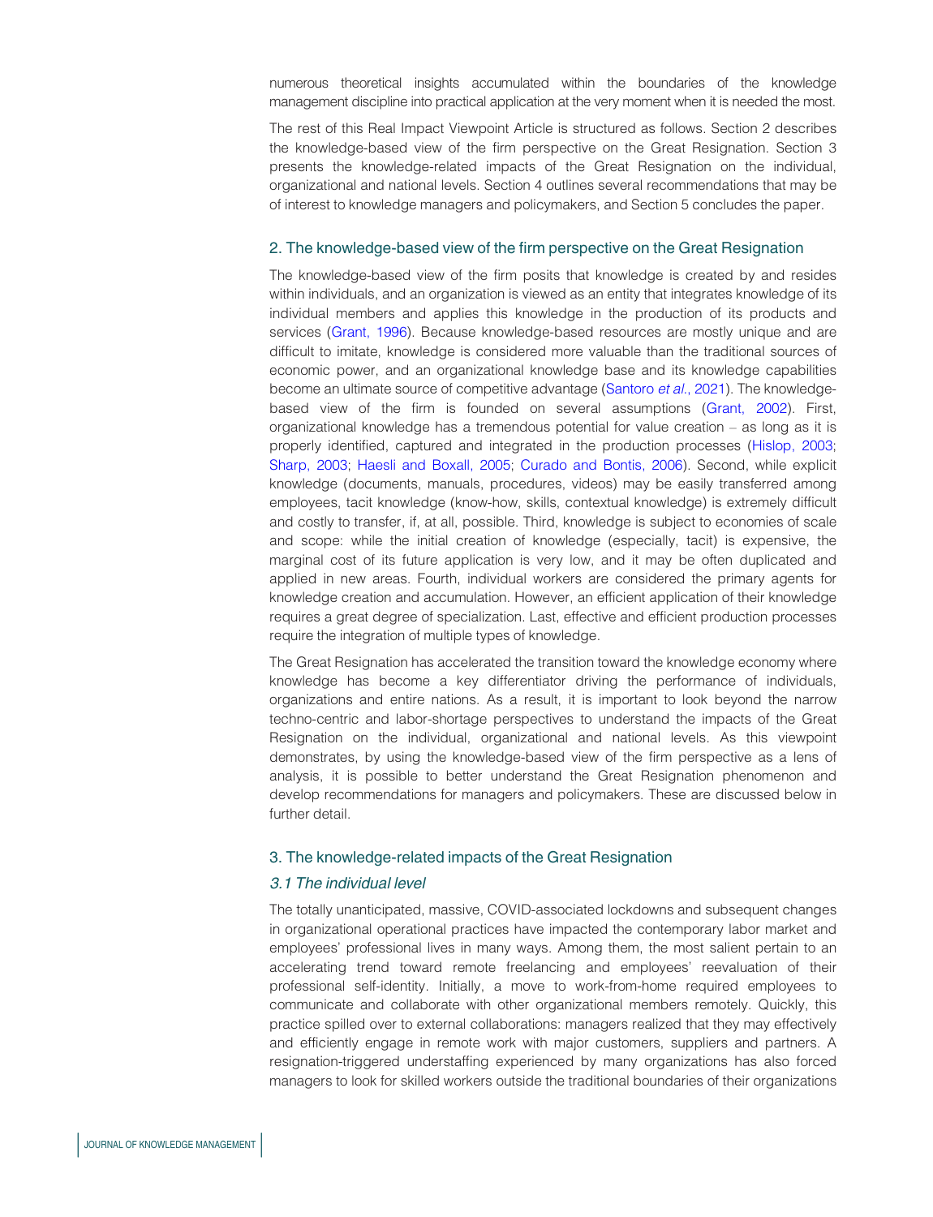numerous theoretical insights accumulated within the boundaries of the knowledge management discipline into practical application at the very moment when it is needed the most.

The rest of this Real Impact Viewpoint Article is structured as follows. Section 2 describes the knowledge-based view of the firm perspective on the Great Resignation. Section 3 presents the knowledge-related impacts of the Great Resignation on the individual, organizational and national levels. Section 4 outlines several recommendations that may be of interest to knowledge managers and policymakers, and Section 5 concludes the paper.

## 2. The knowledge-based view of the firm perspective on the Great Resignation

The knowledge-based view of the firm posits that knowledge is created by and resides within individuals, and an organization is viewed as an entity that integrates knowledge of its individual members and applies this knowledge in the production of its products and services (Grant, 1996). Because knowledge-based resources are mostly unique and are difficult to imitate, knowledge is considered more valuable than the traditional sources of economic power, and an organizational knowledge base and its knowledge capabilities become an ultimate source of competitive advantage (Santoro *et al.*, 2021). The knowledge-based view of the firm is founded on several assumptions (Grant, 2002). First, organizational knowledge has a tremendous potential for value creation – as long as it is properly identified, captured and integrated in the production processes (Hislop, 2003; Sharp, 2003; Haesli and Boxall, 2005; Curado and Bontis, 2006). Second, while explicit knowledge (documents, manuals, procedures, videos) may be easily transferred among employees, tacit knowledge (know-how, skills, contextual knowledge) is extremely difficult and costly to transfer, if, at all, possible. Third, knowledge is subject to economies of scale and scope: while the initial creation of knowledge (especially, tacit) is expensive, the marginal cost of its future application is very low, and it may be often duplicated and applied in new areas. Fourth, individual workers are considered the primary agents for knowledge creation and accumulation. However, an efficient application of their knowledge requires a great degree of specialization. Last, effective and efficient production processes require the integration of multiple types of knowledge.

The Great Resignation has accelerated the transition toward the knowledge economy where knowledge has become a key differentiator driving the performance of individuals, organizations and entire nations. As a result, it is important to look beyond the narrow techno-centric and labor-shortage perspectives to understand the impacts of the Great Resignation on the individual, organizational and national levels. As this viewpoint demonstrates, by using the knowledge-based view of the firm perspective as a lens of analysis, it is possible to better understand the Great Resignation phenomenon and develop recommendations for managers and policymakers. These are discussed below in further detail.

## 3. The knowledge-related impacts of the Great Resignation

### *3.1 The individual level*

The totally unanticipated, massive, COVID-associated lockdowns and subsequent changes in organizational operational practices have impacted the contemporary labor market and employees' professional lives in many ways. Among them, the most salient pertain to an accelerating trend toward remote freelancing and employees' reevaluation of their professional self-identity. Initially, a move to work-from-home required employees to communicate and collaborate with other organizational members remotely. Quickly, this practice spilled over to external collaborations: managers realized that they may effectively and efficiently engage in remote work with major customers, suppliers and partners. A resignation-triggered understaffing experienced by many organizations has also forced managers to look for skilled workers outside the traditional boundaries of their organizations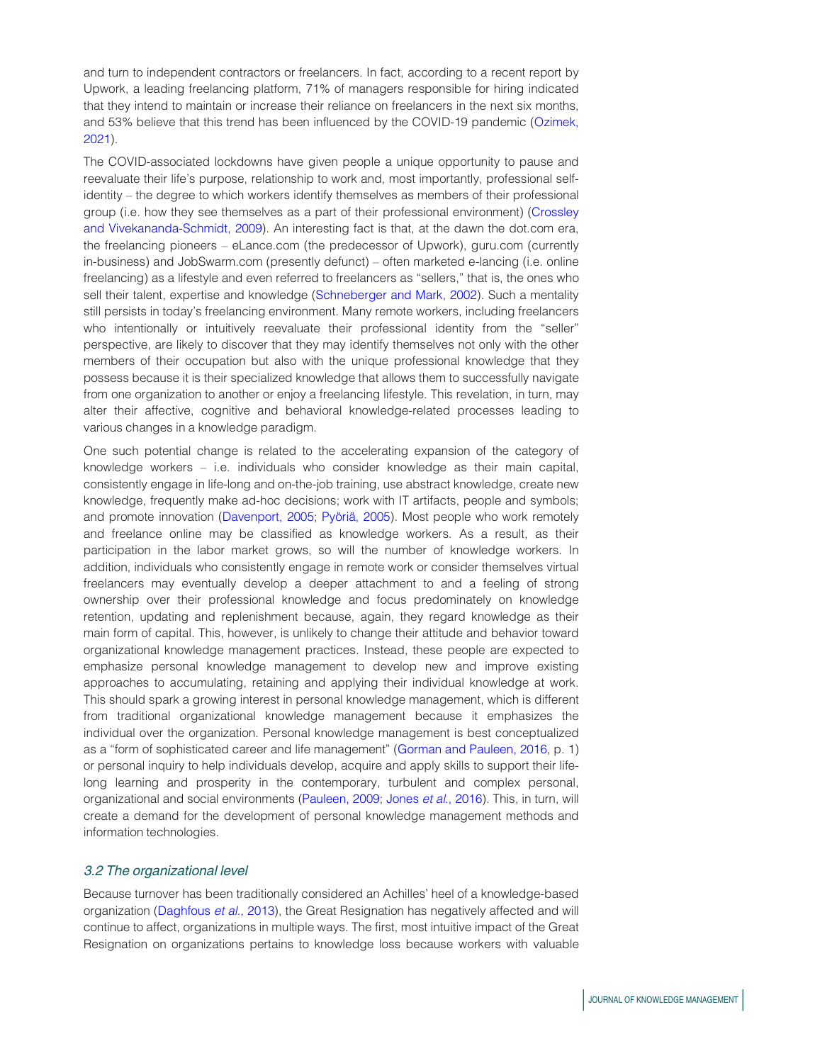and turn to independent contractors or freelancers. In fact, according to a recent report by Upwork, a leading freelancing platform, 71% of managers responsible for hiring indicated that they intend to maintain or increase their reliance on freelancers in the next six months, and 53% believe that this trend has been influenced by the COVID-19 pandemic (Ozimek, 2021).

The COVID-associated lockdowns have given people a unique opportunity to pause and reevaluate their life's purpose, relationship to work and, most importantly, professional self-identity – the degree to which workers identify themselves as members of their professional group (i.e. how they see themselves as a part of their professional environment) (Crossley and Vivekananda-Schmidt, 2009). An interesting fact is that, at the dawn the dot.com era, the freelancing pioneers – eLance.com (the predecessor of Upwork), guru.com (currently in-business) and JobSwarm.com (presently defunct) – often marketed e-lancing (i.e. online freelancing) as a lifestyle and even referred to freelancers as "sellers," that is, the ones who sell their talent, expertise and knowledge (Schneberger and Mark, 2002). Such a mentality still persists in today's freelancing environment. Many remote workers, including freelancers who intentionally or intuitively reevaluate their professional identity from the "seller" perspective, are likely to discover that they may identify themselves not only with the other members of their occupation but also with the unique professional knowledge that they possess because it is their specialized knowledge that allows them to successfully navigate from one organization to another or enjoy a freelancing lifestyle. This revelation, in turn, may alter their affective, cognitive and behavioral knowledge-related processes leading to various changes in a knowledge paradigm.

One such potential change is related to the accelerating expansion of the category of knowledge workers – i.e. individuals who consider knowledge as their main capital, consistently engage in life-long and on-the-job training, use abstract knowledge, create new knowledge, frequently make ad-hoc decisions; work with IT artifacts, people and symbols; and promote innovation (Davenport, 2005; Pyöriä, 2005). Most people who work remotely and freelance online may be classified as knowledge workers. As a result, as their participation in the labor market grows, so will the number of knowledge workers. In addition, individuals who consistently engage in remote work or consider themselves virtual freelancers may eventually develop a deeper attachment to and a feeling of strong ownership over their professional knowledge and focus predominately on knowledge retention, updating and replenishment because, again, they regard knowledge as their main form of capital. This, however, is unlikely to change their attitude and behavior toward organizational knowledge management practices. Instead, these people are expected to emphasize personal knowledge management to develop new and improve existing approaches to accumulating, retaining and applying their individual knowledge at work. This should spark a growing interest in personal knowledge management, which is different from traditional organizational knowledge management because it emphasizes the individual over the organization. Personal knowledge management is best conceptualized as a "form of sophisticated career and life management" (Gorman and Pauleen, 2016, p. 1) or personal inquiry to help individuals develop, acquire and apply skills to support their life-long learning and prosperity in the contemporary, turbulent and complex personal, organizational and social environments (Pauleen, 2009; Jones *et al.*, 2016). This, in turn, will create a demand for the development of personal knowledge management methods and information technologies.

### *3.2 The organizational level*

Because turnover has been traditionally considered an Achilles' heel of a knowledge-based organization (Daghfous *et al.*, 2013), the Great Resignation has negatively affected and will continue to affect, organizations in multiple ways. The first, most intuitive impact of the Great Resignation on organizations pertains to knowledge loss because workers with valuable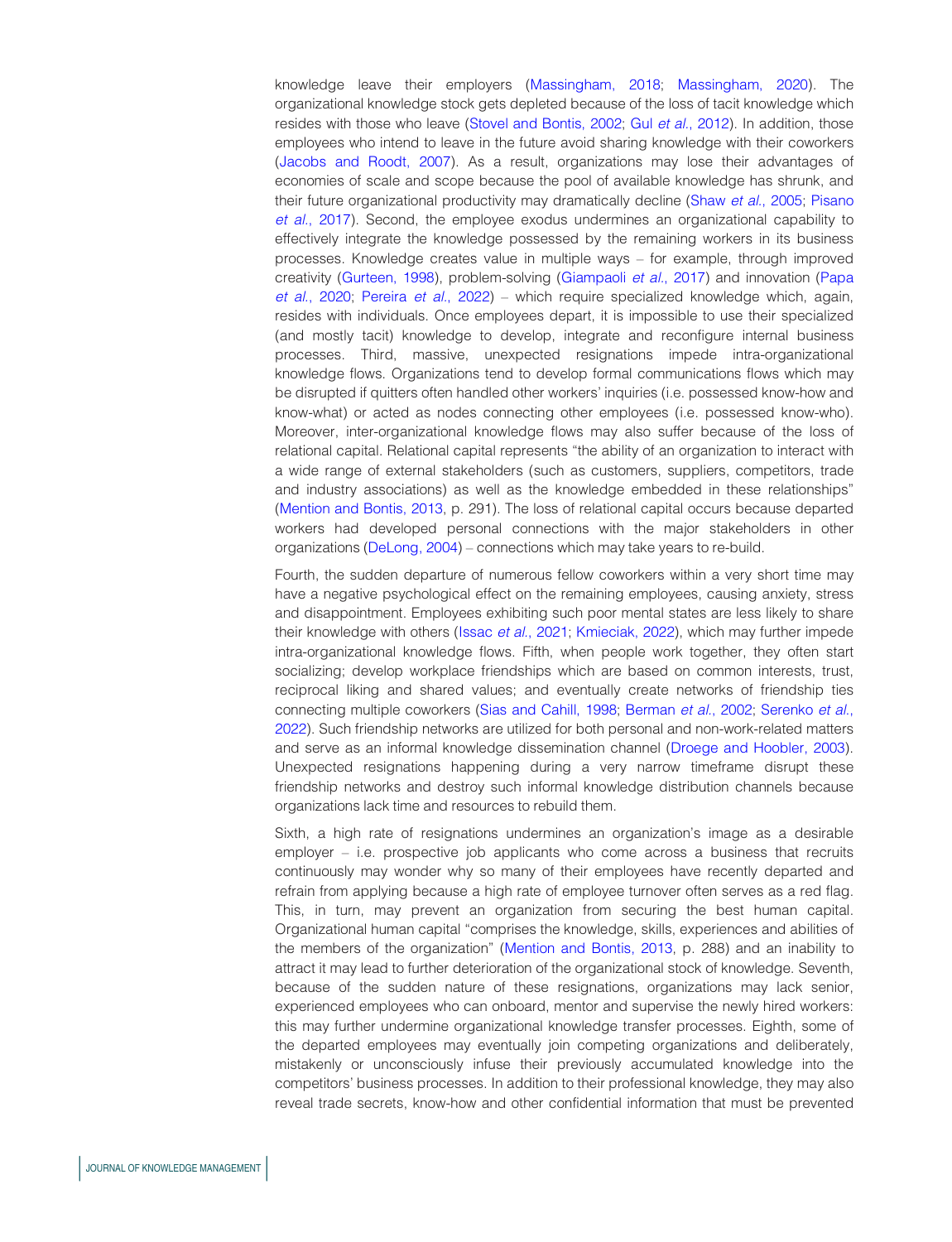knowledge leave their employers (Massingham, 2018; Massingham, 2020). The organizational knowledge stock gets depleted because of the loss of tacit knowledge which resides with those who leave (Stovel and Bontis, 2002; Gul *et al.*, 2012). In addition, those employees who intend to leave in the future avoid sharing knowledge with their coworkers (Jacobs and Roodt, 2007). As a result, organizations may lose their advantages of economies of scale and scope because the pool of available knowledge has shrunk, and their future organizational productivity may dramatically decline (Shaw *et al.*, 2005; Pisano *et al.*, 2017). Second, the employee exodus undermines an organizational capability to effectively integrate the knowledge possessed by the remaining workers in its business processes. Knowledge creates value in multiple ways – for example, through improved creativity (Gurteen, 1998), problem-solving (Giampaoli *et al.*, 2017) and innovation (Papa *et al.*, 2020; Pereira *et al.*, 2022) – which require specialized knowledge which, again, resides with individuals. Once employees depart, it is impossible to use their specialized (and mostly tacit) knowledge to develop, integrate and reconfigure internal business processes. Third, massive, unexpected resignations impede intra-organizational knowledge flows. Organizations tend to develop formal communications flows which may be disrupted if quitters often handled other workers' inquiries (i.e. possessed know-how and know-what) or acted as nodes connecting other employees (i.e. possessed know-who). Moreover, inter-organizational knowledge flows may also suffer because of the loss of relational capital. Relational capital represents "the ability of an organization to interact with a wide range of external stakeholders (such as customers, suppliers, competitors, trade and industry associations) as well as the knowledge embedded in these relationships" (Mention and Bontis, 2013, p. 291). The loss of relational capital occurs because departed workers had developed personal connections with the major stakeholders in other organizations (DeLong, 2004) – connections which may take years to re-build.

Fourth, the sudden departure of numerous fellow coworkers within a very short time may have a negative psychological effect on the remaining employees, causing anxiety, stress and disappointment. Employees exhibiting such poor mental states are less likely to share their knowledge with others (Issac *et al.*, 2021; Kmieciak, 2022), which may further impede intra-organizational knowledge flows. Fifth, when people work together, they often start socializing; develop workplace friendships which are based on common interests, trust, reciprocal liking and shared values; and eventually create networks of friendship ties connecting multiple coworkers (Sias and Cahill, 1998; Berman *et al.*, 2002; Serenko *et al.*, 2022). Such friendship networks are utilized for both personal and non-work-related matters and serve as an informal knowledge dissemination channel (Droege and Hoobler, 2003). Unexpected resignations happening during a very narrow timeframe disrupt these friendship networks and destroy such informal knowledge distribution channels because organizations lack time and resources to rebuild them.

Sixth, a high rate of resignations undermines an organization's image as a desirable employer – i.e. prospective job applicants who come across a business that recruits continuously may wonder why so many of their employees have recently departed and refrain from applying because a high rate of employee turnover often serves as a red flag. This, in turn, may prevent an organization from securing the best human capital. Organizational human capital "comprises the knowledge, skills, experiences and abilities of the members of the organization" (Mention and Bontis, 2013, p. 288) and an inability to attract it may lead to further deterioration of the organizational stock of knowledge. Seventh, because of the sudden nature of these resignations, organizations may lack senior, experienced employees who can onboard, mentor and supervise the newly hired workers: this may further undermine organizational knowledge transfer processes. Eighth, some of the departed employees may eventually join competing organizations and deliberately, mistakenly or unconsciously infuse their previously accumulated knowledge into the competitors' business processes. In addition to their professional knowledge, they may also reveal trade secrets, know-how and other confidential information that must be prevented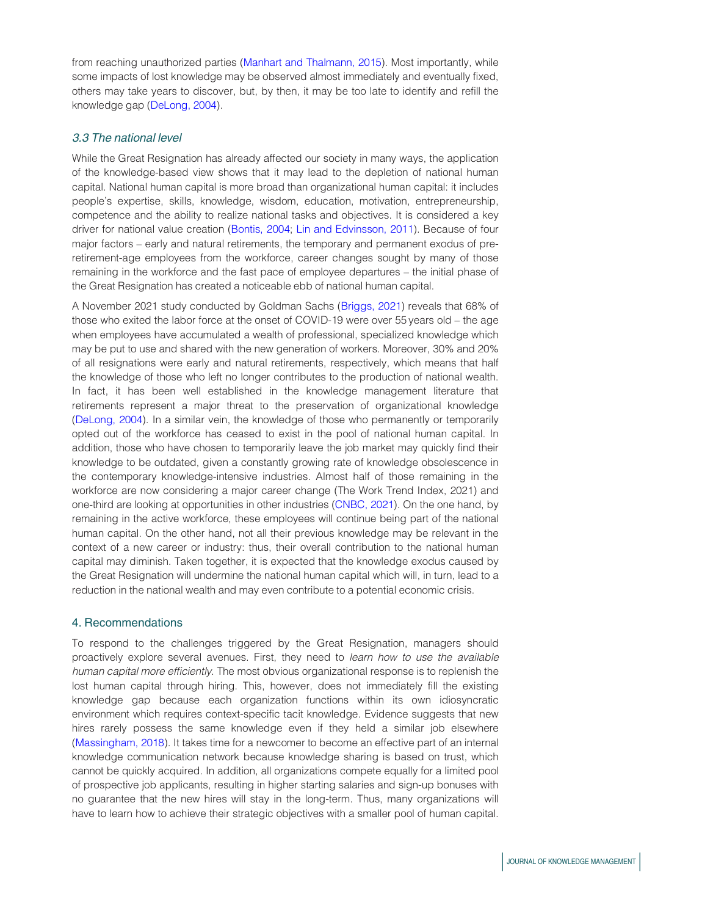from reaching unauthorized parties (Manhart and Thalmann, 2015). Most importantly, while some impacts of lost knowledge may be observed almost immediately and eventually fixed, others may take years to discover, but, by then, it may be too late to identify and refill the knowledge gap (DeLong, 2004).

### *3.3 The national level*

While the Great Resignation has already affected our society in many ways, the application of the knowledge-based view shows that it may lead to the depletion of national human capital. National human capital is more broad than organizational human capital: it includes people's expertise, skills, knowledge, wisdom, education, motivation, entrepreneurship, competence and the ability to realize national tasks and objectives. It is considered a key driver for national value creation (Bontis, 2004; Lin and Edvinsson, 2011). Because of four major factors – early and natural retirements, the temporary and permanent exodus of pre-retirement-age employees from the workforce, career changes sought by many of those remaining in the workforce and the fast pace of employee departures – the initial phase of the Great Resignation has created a noticeable ebb of national human capital.

A November 2021 study conducted by Goldman Sachs (Briggs, 2021) reveals that 68% of those who exited the labor force at the onset of COVID-19 were over 55 years old – the age when employees have accumulated a wealth of professional, specialized knowledge which may be put to use and shared with the new generation of workers. Moreover, 30% and 20% of all resignations were early and natural retirements, respectively, which means that half the knowledge of those who left no longer contributes to the production of national wealth. In fact, it has been well established in the knowledge management literature that retirements represent a major threat to the preservation of organizational knowledge (DeLong, 2004). In a similar vein, the knowledge of those who permanently or temporarily opted out of the workforce has ceased to exist in the pool of national human capital. In addition, those who have chosen to temporarily leave the job market may quickly find their knowledge to be outdated, given a constantly growing rate of knowledge obsolescence in the contemporary knowledge-intensive industries. Almost half of those remaining in the workforce are now considering a major career change (The Work Trend Index, 2021) and one-third are looking at opportunities in other industries (CNBC, 2021). On the one hand, by remaining in the active workforce, these employees will continue being part of the national human capital. On the other hand, not all their previous knowledge may be relevant in the context of a new career or industry: thus, their overall contribution to the national human capital may diminish. Taken together, it is expected that the knowledge exodus caused by the Great Resignation will undermine the national human capital which will, in turn, lead to a reduction in the national wealth and may even contribute to a potential economic crisis.

## 4. Recommendations

To respond to the challenges triggered by the Great Resignation, managers should proactively explore several avenues. First, they need to *learn how to use the available human capital more efficiently.* The most obvious organizational response is to replenish the lost human capital through hiring. This, however, does not immediately fill the existing knowledge gap because each organization functions within its own idiosyncratic environment which requires context-specific tacit knowledge. Evidence suggests that new hires rarely possess the same knowledge even if they held a similar job elsewhere (Massingham, 2018). It takes time for a newcomer to become an effective part of an internal knowledge communication network because knowledge sharing is based on trust, which cannot be quickly acquired. In addition, all organizations compete equally for a limited pool of prospective job applicants, resulting in higher starting salaries and sign-up bonuses with no guarantee that the new hires will stay in the long-term. Thus, many organizations will have to learn how to achieve their strategic objectives with a smaller pool of human capital.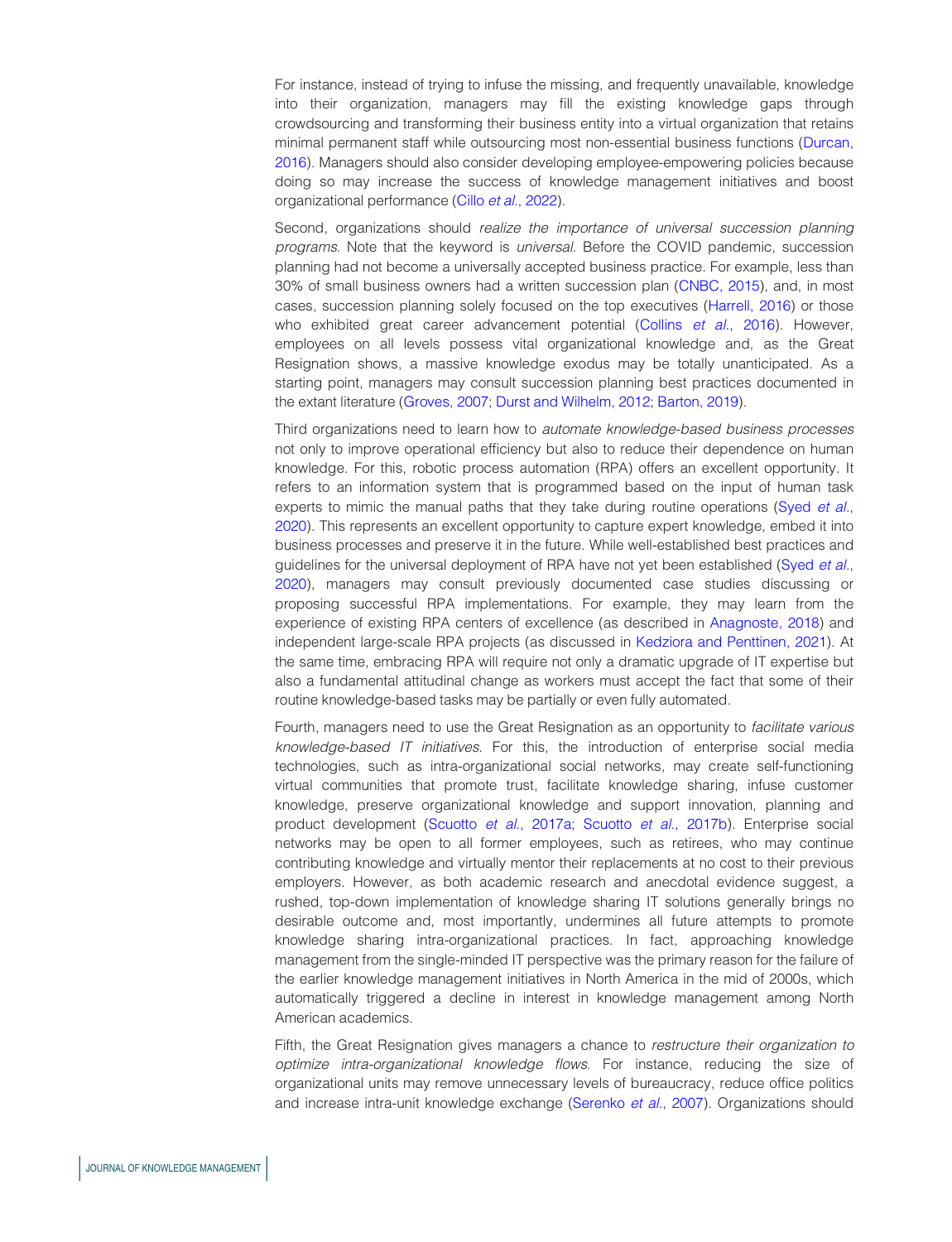For instance, instead of trying to infuse the missing, and frequently unavailable, knowledge into their organization, managers may fill the existing knowledge gaps through crowdsourcing and transforming their business entity into a virtual organization that retains minimal permanent staff while outsourcing most non-essential business functions (Durcan, 2016). Managers should also consider developing employee-empowering policies because doing so may increase the success of knowledge management initiatives and boost organizational performance (Cillo *et al.*, 2022).

Second, organizations should *realize the importance of universal succession planning programs*. Note that the keyword is *universal*. Before the COVID pandemic, succession planning had not become a universally accepted business practice. For example, less than 30% of small business owners had a written succession plan (CNBC, 2015), and, in most cases, succession planning solely focused on the top executives (Harrell, 2016) or those who exhibited great career advancement potential (Collins *et al.*, 2016). However, employees on all levels possess vital organizational knowledge and, as the Great Resignation shows, a massive knowledge exodus may be totally unanticipated. As a starting point, managers may consult succession planning best practices documented in the extant literature (Groves, 2007; Durst and Wilhelm, 2012; Barton, 2019).

Third organizations need to learn how to *automate knowledge-based business processes* not only to improve operational efficiency but also to reduce their dependence on human knowledge. For this, robotic process automation (RPA) offers an excellent opportunity. It refers to an information system that is programmed based on the input of human task experts to mimic the manual paths that they take during routine operations (Syed *et al.*, 2020). This represents an excellent opportunity to capture expert knowledge, embed it into business processes and preserve it in the future. While well-established best practices and guidelines for the universal deployment of RPA have not yet been established (Syed *et al.*, 2020), managers may consult previously documented case studies discussing or proposing successful RPA implementations. For example, they may learn from the experience of existing RPA centers of excellence (as described in Anagnoste, 2018) and independent large-scale RPA projects (as discussed in Kedziora and Penttinen, 2021). At the same time, embracing RPA will require not only a dramatic upgrade of IT expertise but also a fundamental attitudinal change as workers must accept the fact that some of their routine knowledge-based tasks may be partially or even fully automated.

Fourth, managers need to use the Great Resignation as an opportunity to *facilitate various knowledge-based IT initiatives*. For this, the introduction of enterprise social media technologies, such as intra-organizational social networks, may create self-functioning virtual communities that promote trust, facilitate knowledge sharing, infuse customer knowledge, preserve organizational knowledge and support innovation, planning and product development (Scuotto *et al.*, 2017a; Scuotto *et al.*, 2017b). Enterprise social networks may be open to all former employees, such as retirees, who may continue contributing knowledge and virtually mentor their replacements at no cost to their previous employers. However, as both academic research and anecdotal evidence suggest, a rushed, top-down implementation of knowledge sharing IT solutions generally brings no desirable outcome and, most importantly, undermines all future attempts to promote knowledge sharing intra-organizational practices. In fact, approaching knowledge management from the single-minded IT perspective was the primary reason for the failure of the earlier knowledge management initiatives in North America in the mid of 2000s, which automatically triggered a decline in interest in knowledge management among North American academics.

Fifth, the Great Resignation gives managers a chance to *restructure their organization to optimize intra-organizational knowledge flows*. For instance, reducing the size of organizational units may remove unnecessary levels of bureaucracy, reduce office politics and increase intra-unit knowledge exchange (Serenko *et al.*, 2007). Organizations should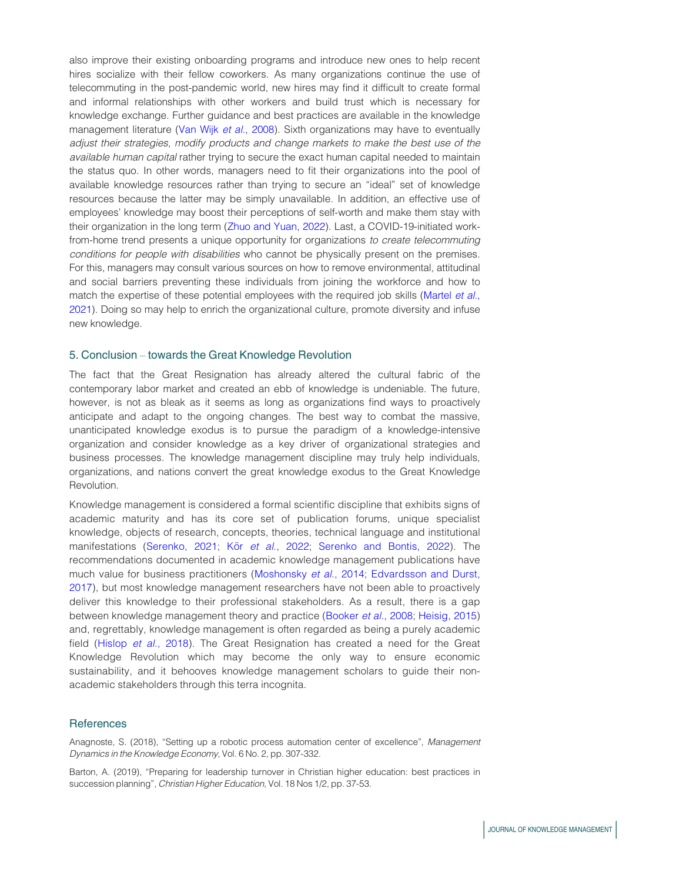also improve their existing onboarding programs and introduce new ones to help recent hires socialize with their fellow coworkers. As many organizations continue the use of telecommuting in the post-pandemic world, new hires may find it difficult to create formal and informal relationships with other workers and build trust which is necessary for knowledge exchange. Further guidance and best practices are available in the knowledge management literature (Van Wijk *et al.*, 2008). Sixth organizations may have to eventually *adjust their strategies, modify products and change markets to make the best use of the available human capital* rather trying to secure the exact human capital needed to maintain the status quo. In other words, managers need to fit their organizations into the pool of available knowledge resources rather than trying to secure an "ideal" set of knowledge resources because the latter may be simply unavailable. In addition, an effective use of employees' knowledge may boost their perceptions of self-worth and make them stay with their organization in the long term (Zhuo and Yuan, 2022). Last, a COVID-19-initiated work-from-home trend presents a unique opportunity for organizations *to create telecommuting conditions for people with disabilities* who cannot be physically present on the premises. For this, managers may consult various sources on how to remove environmental, attitudinal and social barriers preventing these individuals from joining the workforce and how to match the expertise of these potential employees with the required job skills (Martel *et al.*, 2021). Doing so may help to enrich the organizational culture, promote diversity and infuse new knowledge.

## 5. Conclusion – towards the Great Knowledge Revolution

The fact that the Great Resignation has already altered the cultural fabric of the contemporary labor market and created an ebb of knowledge is undeniable. The future, however, is not as bleak as it seems as long as organizations find ways to proactively anticipate and adapt to the ongoing changes. The best way to combat the massive, unanticipated knowledge exodus is to pursue the paradigm of a knowledge-intensive organization and consider knowledge as a key driver of organizational strategies and business processes. The knowledge management discipline may truly help individuals, organizations, and nations convert the great knowledge exodus to the Great Knowledge Revolution.

Knowledge management is considered a formal scientific discipline that exhibits signs of academic maturity and has its core set of publication forums, unique specialist knowledge, objects of research, concepts, theories, technical language and institutional manifestations (Serenko, 2021; Kör *et al.*, 2022; Serenko and Bontis, 2022). The recommendations documented in academic knowledge management publications have much value for business practitioners (Moshonsky *et al.*, 2014; Edvardsson and Durst, 2017), but most knowledge management researchers have not been able to proactively deliver this knowledge to their professional stakeholders. As a result, there is a gap between knowledge management theory and practice (Booker *et al.*, 2008; Heisig, 2015) and, regrettably, knowledge management is often regarded as being a purely academic field (Hislop *et al.*, 2018). The Great Resignation has created a need for the Great Knowledge Revolution which may become the only way to ensure economic sustainability, and it behooves knowledge management scholars to guide their non-academic stakeholders through this terra incognita.

## References

Anagnoste, S. (2018), "Setting up a robotic process automation center of excellence", *Management Dynamics in the Knowledge Economy*, Vol. 6 No. 2, pp. 307-332.

Barton, A. (2019), "Preparing for leadership turnover in Christian higher education: best practices in succession planning", *Christian Higher Education*, Vol. 18 Nos 1/2, pp. 37-53.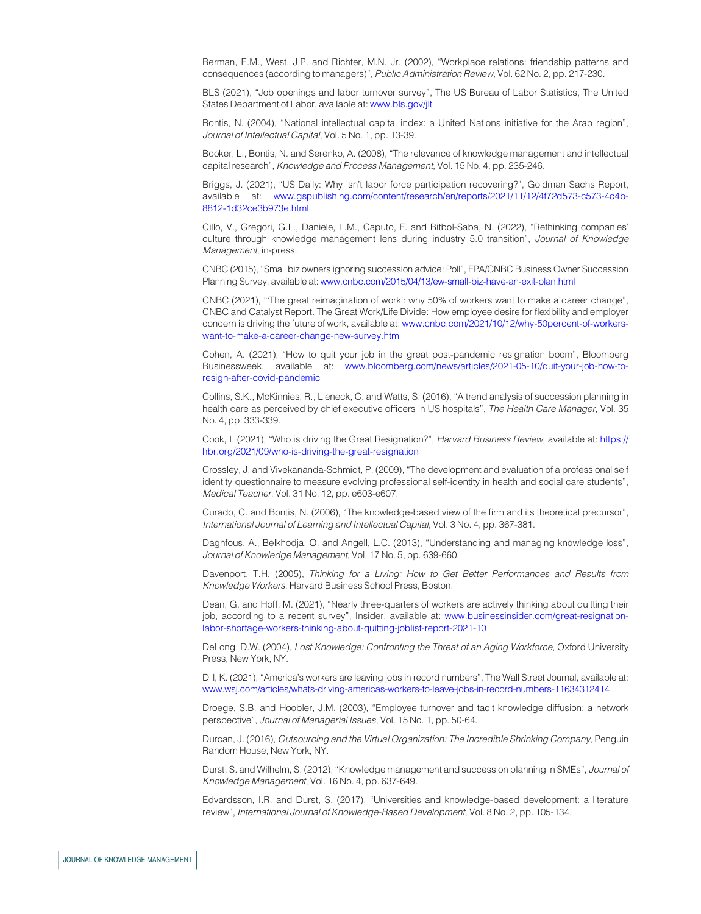Berman, E.M., West, J.P. and Richter, M.N. Jr. (2002), "Workplace relations: friendship patterns and consequences (according to managers)", *Public Administration Review*, Vol. 62 No. 2, pp. 217-230.

BLS (2021), "Job openings and labor turnover survey", The US Bureau of Labor Statistics, The United States Department of Labor, available at: www.bls.gov/jlt

Bontis, N. (2004), "National intellectual capital index: a United Nations initiative for the Arab region", *Journal of Intellectual Capital*, Vol. 5 No. 1, pp. 13-39.

Booker, L., Bontis, N. and Serenko, A. (2008), "The relevance of knowledge management and intellectual capital research", *Knowledge and Process Management*, Vol. 15 No. 4, pp. 235-246.

Briggs, J. (2021), "US Daily: Why isn't labor force participation recovering?", Goldman Sachs Report, available at: www.gspublishing.com/content/research/en/reports/2021/11/12/4f72d573-c573-4c4b-8812-1d32ce3b973e.html

Cillo, V., Gregori, G.L., Daniele, L.M., Caputo, F. and Bitbol-Saba, N. (2022), "Rethinking companies' culture through knowledge management lens during industry 5.0 transition", *Journal of Knowledge Management*, in-press.

CNBC (2015), "Small biz owners ignoring succession advice: Poll", FPA/CNBC Business Owner Succession Planning Survey, available at: www.cnbc.com/2015/04/13/ew-small-biz-have-an-exit-plan.html

CNBC (2021), "'The great reimagination of work': why 50% of workers want to make a career change", CNBC and Catalyst Report. The Great Work/Life Divide: How employee desire for flexibility and employer concern is driving the future of work, available at: www.cnbc.com/2021/10/12/why-50percent-of-workers-want-to-make-a-career-change-new-survey.html

Cohen, A. (2021), "How to quit your job in the great post-pandemic resignation boom", Bloomberg Businessweek, available at: www.bloomberg.com/news/articles/2021-05-10/quit-your-job-how-to-resign-after-covid-pandemic

Collins, S.K., McKinnies, R., Lieneck, C. and Watts, S. (2016), "A trend analysis of succession planning in health care as perceived by chief executive officers in US hospitals", *The Health Care Manager*, Vol. 35 No. 4, pp. 333-339.

Cook, I. (2021), "Who is driving the Great Resignation?", *Harvard Business Review*, available at: https://hbr.org/2021/09/who-is-driving-the-great-resignation

Crossley, J. and Vivekananda-Schmidt, P. (2009), "The development and evaluation of a professional self identity questionnaire to measure evolving professional self-identity in health and social care students", *Medical Teacher*, Vol. 31 No. 12, pp. e603-e607.

Curado, C. and Bontis, N. (2006), "The knowledge-based view of the firm and its theoretical precursor", *International Journal of Learning and Intellectual Capital*, Vol. 3 No. 4, pp. 367-381.

Daghfous, A., Belkhodja, O. and Angell, L.C. (2013), "Understanding and managing knowledge loss", *Journal of Knowledge Management*, Vol. 17 No. 5, pp. 639-660.

Davenport, T.H. (2005), *Thinking for a Living: How to Get Better Performances and Results from Knowledge Workers*, Harvard Business School Press, Boston.

Dean, G. and Hoff, M. (2021), "Nearly three-quarters of workers are actively thinking about quitting their job, according to a recent survey", Insider, available at: www.businessinsider.com/great-resignation-labor-shortage-workers-thinking-about-quitting-joblist-report-2021-10

DeLong, D.W. (2004), *Lost Knowledge: Confronting the Threat of an Aging Workforce*, Oxford University Press, New York, NY.

Dill, K. (2021), "America's workers are leaving jobs in record numbers", The Wall Street Journal, available at: www.wsj.com/articles/whats-driving-americas-workers-to-leave-jobs-in-record-numbers-11634312414

Droege, S.B. and Hoobler, J.M. (2003), "Employee turnover and tacit knowledge diffusion: a network perspective", *Journal of Managerial Issues*, Vol. 15 No. 1, pp. 50-64.

Durcan, J. (2016), *Outsourcing and the Virtual Organization: The Incredible Shrinking Company*, Penguin Random House, New York, NY.

Durst, S. and Wilhelm, S. (2012), "Knowledge management and succession planning in SMEs", *Journal of Knowledge Management*, Vol. 16 No. 4, pp. 637-649.

Edvardsson, I.R. and Durst, S. (2017), "Universities and knowledge-based development: a literature review", *International Journal of Knowledge-Based Development*, Vol. 8 No. 2, pp. 105-134.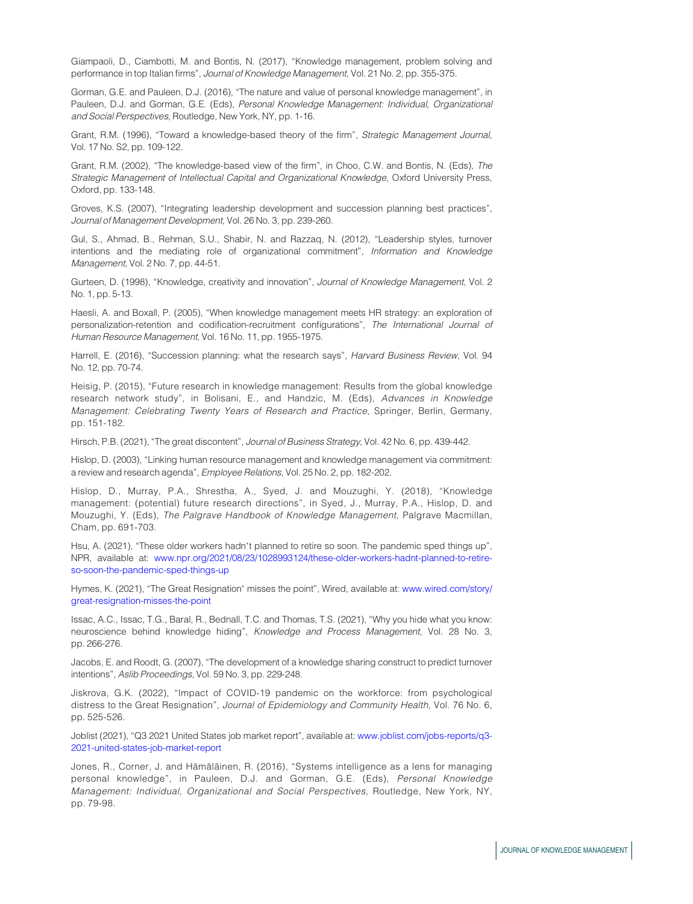Giampaoli, D., Ciambotti, M. and Bontis, N. (2017), "Knowledge management, problem solving and performance in top Italian firms", *Journal of Knowledge Management*, Vol. 21 No. 2, pp. 355-375.

Gorman, G.E. and Pauleen, D.J. (2016), "The nature and value of personal knowledge management", in Pauleen, D.J. and Gorman, G.E. (Eds), *Personal Knowledge Management: Individual, Organizational and Social Perspectives*, Routledge, New York, NY, pp. 1-16.

Grant, R.M. (1996), "Toward a knowledge-based theory of the firm", *Strategic Management Journal*, Vol. 17 No. S2, pp. 109-122.

Grant, R.M. (2002), "The knowledge-based view of the firm", in Choo, C.W. and Bontis, N. (Eds), *The Strategic Management of Intellectual Capital and Organizational Knowledge*, Oxford University Press, Oxford, pp. 133-148.

Groves, K.S. (2007), "Integrating leadership development and succession planning best practices", *Journal of Management Development*, Vol. 26 No. 3, pp. 239-260.

Gul, S., Ahmad, B., Rehman, S.U., Shabir, N. and Razzaq, N. (2012), "Leadership styles, turnover intentions and the mediating role of organizational commitment", *Information and Knowledge Management*, Vol. 2 No. 7, pp. 44-51.

Gurteen, D. (1998), "Knowledge, creativity and innovation", *Journal of Knowledge Management*, Vol. 2 No. 1, pp. 5-13.

Haesli, A. and Boxall, P. (2005), "When knowledge management meets HR strategy: an exploration of personalization-retention and codification-recruitment configurations", *The International Journal of Human Resource Management*, Vol. 16 No. 11, pp. 1955-1975.

Harrell, E. (2016), "Succession planning: what the research says", *Harvard Business Review*, Vol. 94 No. 12, pp. 70-74.

Heisig, P. (2015), "Future research in knowledge management: Results from the global knowledge research network study", in Bolisani, E., and Handzic, M. (Eds), *Advances in Knowledge Management: Celebrating Twenty Years of Research and Practice*, Springer, Berlin, Germany, pp. 151-182.

Hirsch, P.B. (2021), "The great discontent", *Journal of Business Strategy*, Vol. 42 No. 6, pp. 439-442.

Hislop, D. (2003), "Linking human resource management and knowledge management via commitment: a review and research agenda", *Employee Relations*, Vol. 25 No. 2, pp. 182-202.

Hislop, D., Murray, P.A., Shrestha, A., Syed, J. and Mouzughi, Y. (2018), "Knowledge management: (potential) future research directions", in Syed, J., Murray, P.A., Hislop, D. and Mouzughi, Y. (Eds), *The Palgrave Handbook of Knowledge Management*, Palgrave Macmillan, Cham, pp. 691-703.

Hsu, A. (2021), "These older workers hadn't planned to retire so soon. The pandemic sped things up", NPR, available at: www.npr.org/2021/08/23/1028993124/these-older-workers-hadnt-planned-to-retire-so-soon-the-pandemic-sped-things-up

Hymes, K. (2021), "The Great Resignation' misses the point", Wired, available at: www.wired.com/story/great-resignation-misses-the-point

Issac, A.C., Issac, T.G., Baral, R., Bednall, T.C. and Thomas, T.S. (2021), "Why you hide what you know: neuroscience behind knowledge hiding", *Knowledge and Process Management*, Vol. 28 No. 3, pp. 266-276.

Jacobs, E. and Roodt, G. (2007), "The development of a knowledge sharing construct to predict turnover intentions", *Aslib Proceedings*, Vol. 59 No. 3, pp. 229-248.

Jiskrova, G.K. (2022), "Impact of COVID-19 pandemic on the workforce: from psychological distress to the Great Resignation", *Journal of Epidemiology and Community Health*, Vol. 76 No. 6, pp. 525-526.

Joblist (2021), "Q3 2021 United States job market report", available at: www.joblist.com/jobs-reports/q3-2021-united-states-job-market-report

Jones, R., Corner, J. and Hämäläinen, R. (2016), "Systems intelligence as a lens for managing personal knowledge", in Pauleen, D.J. and Gorman, G.E. (Eds), *Personal Knowledge Management: Individual, Organizational and Social Perspectives*, Routledge, New York, NY, pp. 79-98.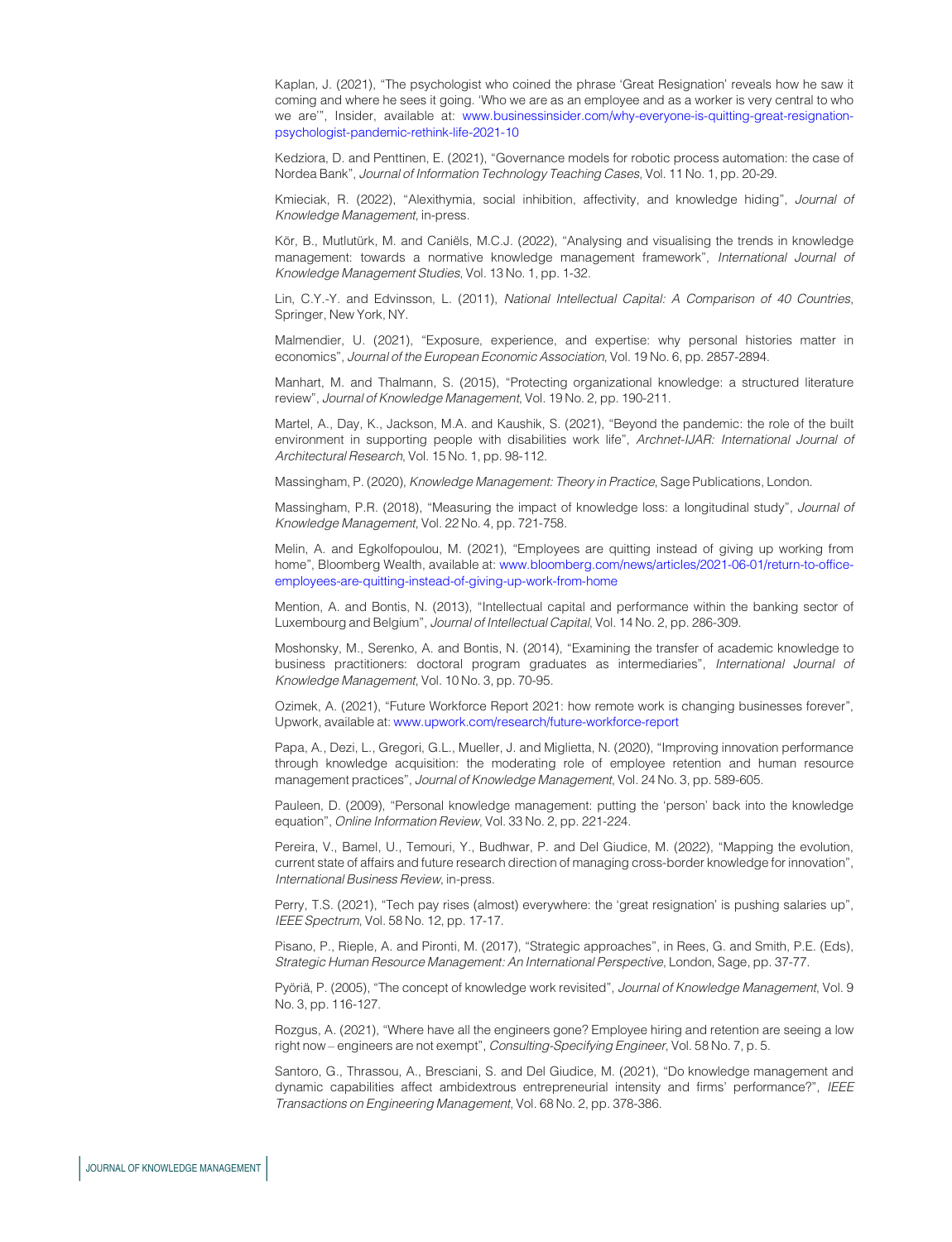Kaplan, J. (2021), “The psychologist who coined the phrase ‘Great Resignation’ reveals how he saw it coming and where he sees it going. ‘Who we are as an employee and as a worker is very central to who we are’”, Insider, available at: www.businessinsider.com/why-everyone-is-quitting-great-resignation-psychologist-pandemic-rethink-life-2021-10

Kedziora, D. and Penttinen, E. (2021), “Governance models for robotic process automation: the case of Nordea Bank”, *Journal of Information Technology Teaching Cases*, Vol. 11 No. 1, pp. 20-29.

Kmieciak, R. (2022), “Alexithymia, social inhibition, affectivity, and knowledge hiding”, *Journal of Knowledge Management*, in-press.

Kör, B., Mutlutürk, M. and Caniëls, M.C.J. (2022), “Analysing and visualising the trends in knowledge management: towards a normative knowledge management framework”, *International Journal of Knowledge Management Studies*, Vol. 13 No. 1, pp. 1-32.

Lin, C.Y.-Y. and Edvinsson, L. (2011), *National Intellectual Capital: A Comparison of 40 Countries*, Springer, New York, NY.

Malmendier, U. (2021), “Exposure, experience, and expertise: why personal histories matter in economics”, *Journal of the European Economic Association*, Vol. 19 No. 6, pp. 2857-2894.

Manhart, M. and Thalmann, S. (2015), “Protecting organizational knowledge: a structured literature review”, *Journal of Knowledge Management*, Vol. 19 No. 2, pp. 190-211.

Martel, A., Day, K., Jackson, M.A. and Kaushik, S. (2021), “Beyond the pandemic: the role of the built environment in supporting people with disabilities work life”, *Archnet-IJAR: International Journal of Architectural Research*, Vol. 15 No. 1, pp. 98-112.

Massingham, P. (2020), *Knowledge Management: Theory in Practice*, Sage Publications, London.

Massingham, P.R. (2018), “Measuring the impact of knowledge loss: a longitudinal study”, *Journal of Knowledge Management*, Vol. 22 No. 4, pp. 721-758.

Melin, A. and Egkolfopoulou, M. (2021), “Employees are quitting instead of giving up working from home”, Bloomberg Wealth, available at: www.bloomberg.com/news/articles/2021-06-01/return-to-office-employees-are-quitting-instead-of-giving-up-work-from-home

Mention, A. and Bontis, N. (2013), “Intellectual capital and performance within the banking sector of Luxembourg and Belgium”, *Journal of Intellectual Capital*, Vol. 14 No. 2, pp. 286-309.

Moshonsky, M., Serenko, A. and Bontis, N. (2014), “Examining the transfer of academic knowledge to business practitioners: doctoral program graduates as intermediaries”, *International Journal of Knowledge Management*, Vol. 10 No. 3, pp. 70-95.

Ozimek, A. (2021), “Future Workforce Report 2021: how remote work is changing businesses forever”, Upwork, available at: www.upwork.com/research/future-workforce-report

Papa, A., Dezi, L., Gregori, G.L., Mueller, J. and Miglietta, N. (2020), “Improving innovation performance through knowledge acquisition: the moderating role of employee retention and human resource management practices”, *Journal of Knowledge Management*, Vol. 24 No. 3, pp. 589-605.

Pauleen, D. (2009), “Personal knowledge management: putting the ‘person’ back into the knowledge equation”, *Online Information Review*, Vol. 33 No. 2, pp. 221-224.

Pereira, V., Bamel, U., Temouri, Y., Budhwar, P. and Del Giudice, M. (2022), “Mapping the evolution, current state of affairs and future research direction of managing cross-border knowledge for innovation”, *International Business Review*, in-press.

Perry, T.S. (2021), “Tech pay rises (almost) everywhere: the ‘great resignation’ is pushing salaries up”, *IEEE Spectrum*, Vol. 58 No. 12, pp. 17-17.

Pisano, P., Rieple, A. and Pironti, M. (2017), “Strategic approaches”, in Rees, G. and Smith, P.E. (Eds), *Strategic Human Resource Management: An International Perspective*, London, Sage, pp. 37-77.

Pyöriä, P. (2005), “The concept of knowledge work revisited”, *Journal of Knowledge Management*, Vol. 9 No. 3, pp. 116-127.

Rozgus, A. (2021), “Where have all the engineers gone? Employee hiring and retention are seeing a low right now – engineers are not exempt”, *Consulting-Specifying Engineer*, Vol. 58 No. 7, p. 5.

Santoro, G., Thrassou, A., Bresciani, S. and Del Giudice, M. (2021), “Do knowledge management and dynamic capabilities affect ambidextrous entrepreneurial intensity and firms’ performance?”, *IEEE Transactions on Engineering Management*, Vol. 68 No. 2, pp. 378-386.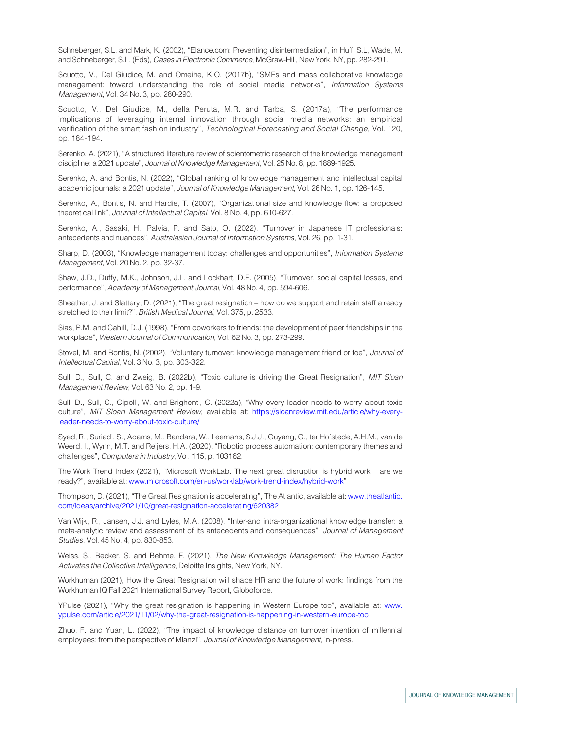Schneberger, S.L. and Mark, K. (2002), "Elance.com: Preventing disintermediation", in Huff, S.L, Wade, M. and Schneberger, S.L. (Eds), *Cases in Electronic Commerce*, McGraw-Hill, New York, NY, pp. 282-291.

Scuotto, V., Del Giudice, M. and Omeihe, K.O. (2017b), "SMEs and mass collaborative knowledge management: toward understanding the role of social media networks", *Information Systems Management*, Vol. 34 No. 3, pp. 280-290.

Scuotto, V., Del Giudice, M., della Peruta, M.R. and Tarba, S. (2017a), "The performance implications of leveraging internal innovation through social media networks: an empirical verification of the smart fashion industry", *Technological Forecasting and Social Change*, Vol. 120, pp. 184-194.

Serenko, A. (2021), "A structured literature review of scientometric research of the knowledge management discipline: a 2021 update", *Journal of Knowledge Management*, Vol. 25 No. 8, pp. 1889-1925.

Serenko, A. and Bontis, N. (2022), "Global ranking of knowledge management and intellectual capital academic journals: a 2021 update", *Journal of Knowledge Management*, Vol. 26 No. 1, pp. 126-145.

Serenko, A., Bontis, N. and Hardie, T. (2007), "Organizational size and knowledge flow: a proposed theoretical link", *Journal of Intellectual Capital*, Vol. 8 No. 4, pp. 610-627.

Serenko, A., Sasaki, H., Palvia, P. and Sato, O. (2022), "Turnover in Japanese IT professionals: antecedents and nuances", *Australasian Journal of Information Systems*, Vol. 26, pp. 1-31.

Sharp, D. (2003), "Knowledge management today: challenges and opportunities", *Information Systems Management*, Vol. 20 No. 2, pp. 32-37.

Shaw, J.D., Duffy, M.K., Johnson, J.L. and Lockhart, D.E. (2005), "Turnover, social capital losses, and performance", *Academy of Management Journal*, Vol. 48 No. 4, pp. 594-606.

Sheather, J. and Slattery, D. (2021), "The great resignation – how do we support and retain staff already stretched to their limit?", *British Medical Journal*, Vol. 375, p. 2533.

Sias, P.M. and Cahill, D.J. (1998), "From coworkers to friends: the development of peer friendships in the workplace", *Western Journal of Communication*, Vol. 62 No. 3, pp. 273-299.

Stovel, M. and Bontis, N. (2002), "Voluntary turnover: knowledge management friend or foe", *Journal of Intellectual Capital*, Vol. 3 No. 3, pp. 303-322.

Sull, D., Sull, C. and Zweig, B. (2022b), "Toxic culture is driving the Great Resignation", *MIT Sloan Management Review*, Vol. 63 No. 2, pp. 1-9.

Sull, D., Sull, C., Cipolli, W. and Brighenti, C. (2022a), "Why every leader needs to worry about toxic culture", *MIT Sloan Management Review*, available at: https://sloanreview.mit.edu/article/why-every-leader-needs-to-worry-about-toxic-culture/

Syed, R., Suriadi, S., Adams, M., Bandara, W., Leemans, S.J.J., Ouyang, C., ter Hofstede, A.H.M., van de Weerd, I., Wynn, M.T. and Reijers, H.A. (2020), "Robotic process automation: contemporary themes and challenges", *Computers in Industry*, Vol. 115, p. 103162.

The Work Trend Index (2021), "Microsoft WorkLab. The next great disruption is hybrid work – are we ready?", available at: www.microsoft.com/en-us/worklab/work-trend-index/hybrid-work"

Thompson, D. (2021), "The Great Resignation is accelerating", The Atlantic, available at: www.theatlantic.com/ideas/archive/2021/10/great-resignation-accelerating/620382

Van Wijk, R., Jansen, J.J. and Lyles, M.A. (2008), "Inter-and intra-organizational knowledge transfer: a meta-analytic review and assessment of its antecedents and consequences", *Journal of Management Studies*, Vol. 45 No. 4, pp. 830-853.

Weiss, S., Becker, S. and Behme, F. (2021), *The New Knowledge Management: The Human Factor Activates the Collective Intelligence*, Deloitte Insights, New York, NY.

Workhuman (2021), How the Great Resignation will shape HR and the future of work: findings from the Workhuman IQ Fall 2021 International Survey Report, Globoforce.

YPulse (2021), "Why the great resignation is happening in Western Europe too", available at: www.ypulse.com/article/2021/11/02/why-the-great-resignation-is-happening-in-western-europe-too

Zhuo, F. and Yuan, L. (2022), "The impact of knowledge distance on turnover intention of millennial employees: from the perspective of Mianzi", *Journal of Knowledge Management*, in-press.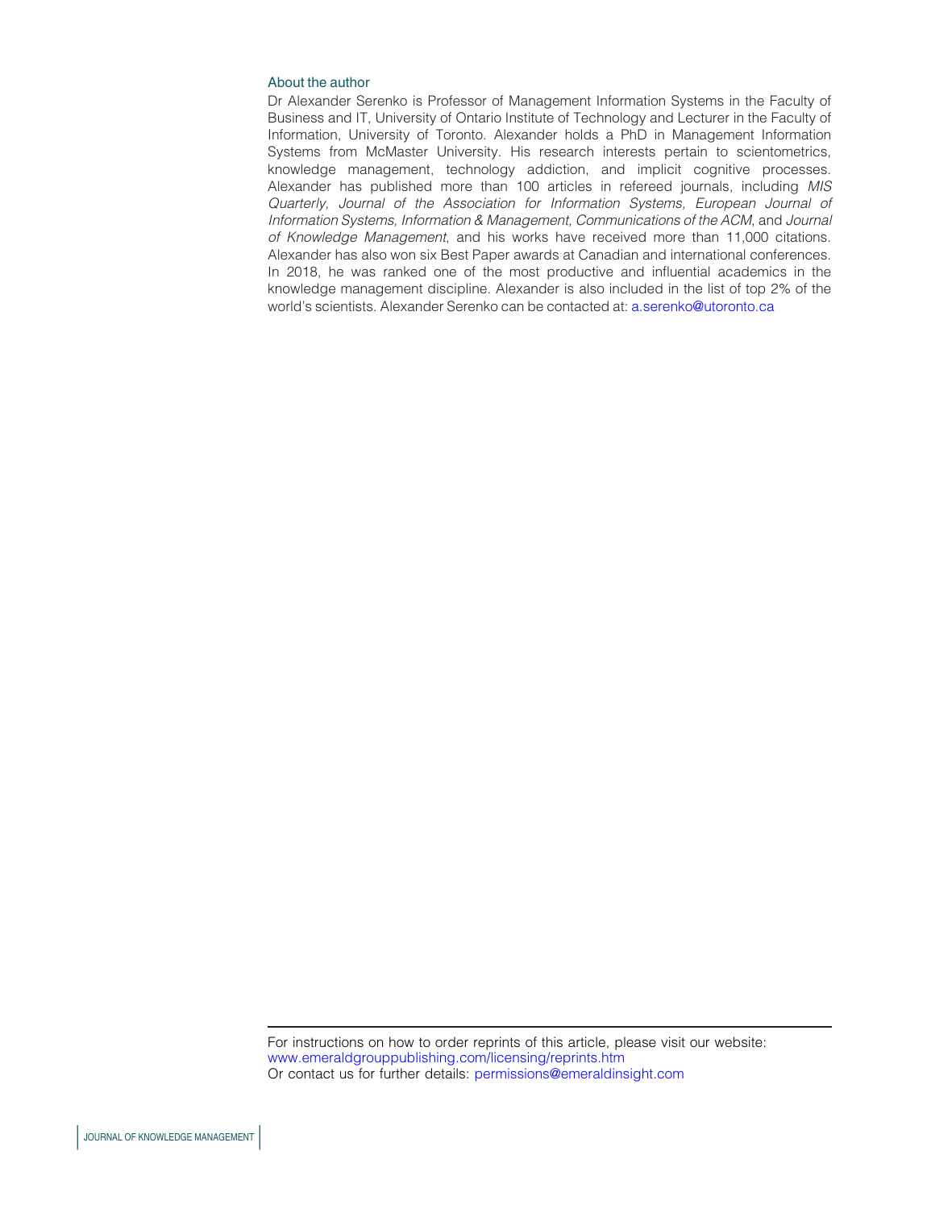## About the author

Dr Alexander Serenko is Professor of Management Information Systems in the Faculty of Business and IT, University of Ontario Institute of Technology and Lecturer in the Faculty of Information, University of Toronto. Alexander holds a PhD in Management Information Systems from McMaster University. His research interests pertain to scientometrics, knowledge management, technology addiction, and implicit cognitive processes. Alexander has published more than 100 articles in refereed journals, including *MIS Quarterly, Journal of the Association for Information Systems, European Journal of Information Systems, Information & Management, Communications of the ACM*, and *Journal of Knowledge Management*, and his works have received more than 11,000 citations. Alexander has also won six Best Paper awards at Canadian and international conferences. In 2018, he was ranked one of the most productive and influential academics in the knowledge management discipline. Alexander is also included in the list of top 2% of the world's scientists. Alexander Serenko can be contacted at: a.serenko@utoronto.ca

---

For instructions on how to order reprints of this article, please visit our website:
www.emeraldgrouppublishing.com/licensing/reprints.htm
Or contact us for further details: permissions@emeraldinsight.com